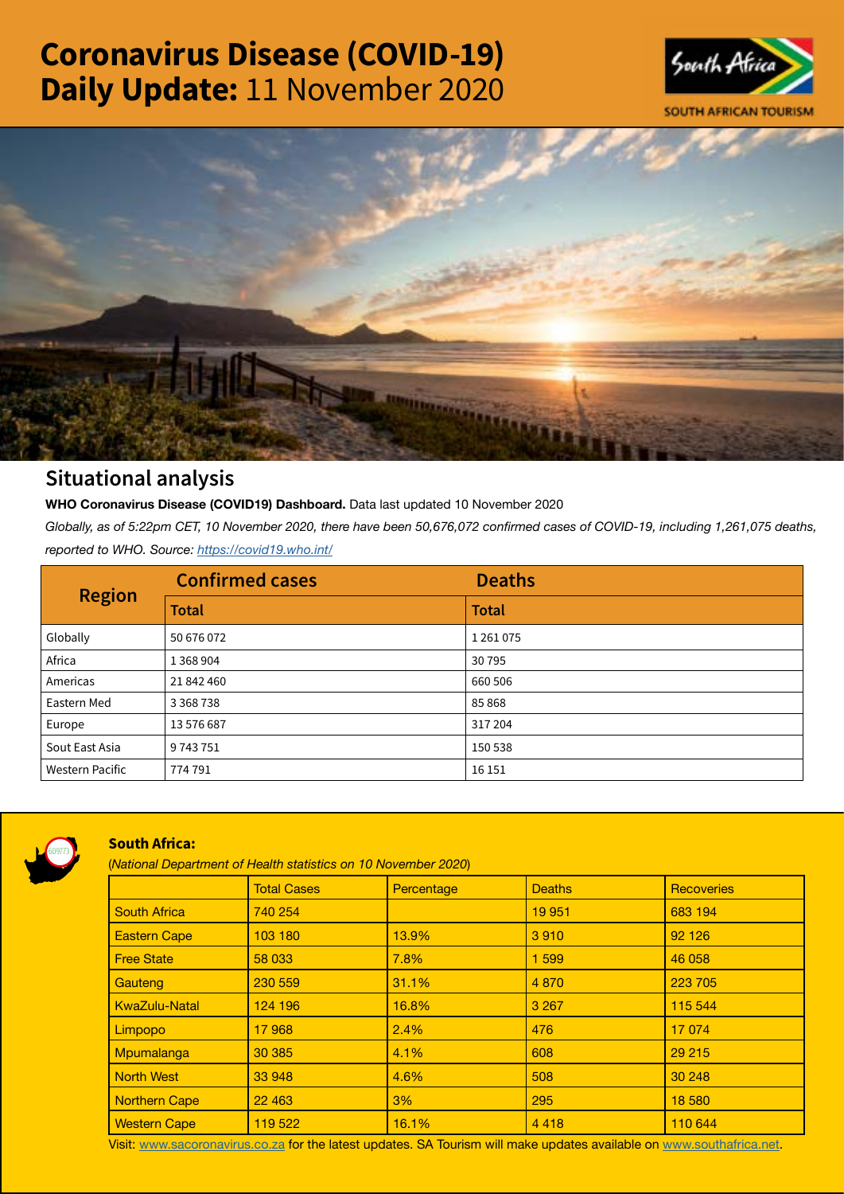# Coronavirus Disease (COVID-19) Daily Update: 11 November 2020

SOUTH AFRICAN TOURISM

## Situational analysis

**WHO Coronavirus Disease (COVID19) Dashboard.** Data last updated 10 November 2020

*Globally, as of 5:22pm CET, 10 November 2020, there have been 50,676,072 confirmed cases of COVID-19, including 1,261,075 deaths, reported to WHO. Source: https://covid19.who.int/*

| Region | Confirmed cases | Deaths |
|---|---|---|
| | Total | Total |
| Globally | 50 676 072 | 1 261 075 |
| Africa | 1 368 904 | 30 795 |
| Americas | 21 842 460 | 660 506 |
| Eastern Med | 3 368 738 | 85 868 |
| Europe | 13 576 687 | 317 204 |
| Sout East Asia | 9 743 751 | 150 538 |
| Western Pacific | 774 791 | 16 151 |

### South Africa:

(*National Department of Health statistics on 10 November 2020*)

| | Total Cases | Percentage | Deaths | Recoveries |
|---|---|---|---|---|
| South Africa | 740 254 | | 19 951 | 683 194 |
| Eastern Cape | 103 180 | 13.9% | 3 910 | 92 126 |
| Free State | 58 033 | 7.8% | 1 599 | 46 058 |
| Gauteng | 230 559 | 31.1% | 4 870 | 223 705 |
| KwaZulu-Natal | 124 196 | 16.8% | 3 267 | 115 544 |
| Limpopo | 17 968 | 2.4% | 476 | 17 074 |
| Mpumalanga | 30 385 | 4.1% | 608 | 29 215 |
| North West | 33 948 | 4.6% | 508 | 30 248 |
| Northern Cape | 22 463 | 3% | 295 | 18 580 |
| Western Cape | 119 522 | 16.1% | 4 418 | 110 644 |

Visit: www.sacoronavirus.co.za for the latest updates. SA Tourism will make updates available on www.southafrica.net.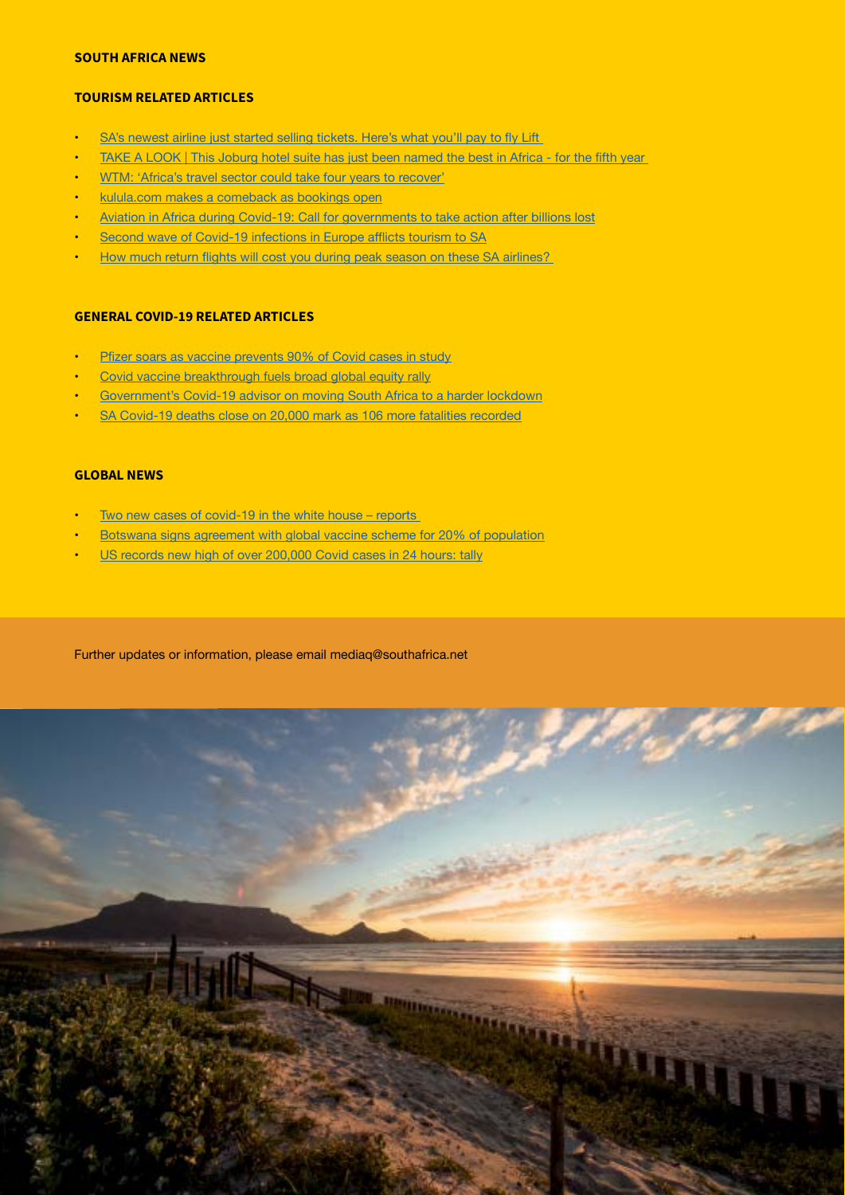**SOUTH AFRICA NEWS**

**TOURISM RELATED ARTICLES**

- SA's newest airline just started selling tickets. Here's what you'll pay to fly Lift
- TAKE A LOOK | This Joburg hotel suite has just been named the best in Africa - for the fifth year
- WTM: 'Africa's travel sector could take four years to recover'
- kulula.com makes a comeback as bookings open
- Aviation in Africa during Covid-19: Call for governments to take action after billions lost
- Second wave of Covid-19 infections in Europe afflicts tourism to SA
- How much return flights will cost you during peak season on these SA airlines?

**GENERAL COVID-19 RELATED ARTICLES**

- Pfizer soars as vaccine prevents 90% of Covid cases in study
- Covid vaccine breakthrough fuels broad global equity rally
- Government's Covid-19 advisor on moving South Africa to a harder lockdown
- SA Covid-19 deaths close on 20,000 mark as 106 more fatalities recorded

**GLOBAL NEWS**

- Two new cases of covid-19 in the white house – reports
- Botswana signs agreement with global vaccine scheme for 20% of population
- US records new high of over 200,000 Covid cases in 24 hours: tally

Further updates or information, please email mediaq@southafrica.net